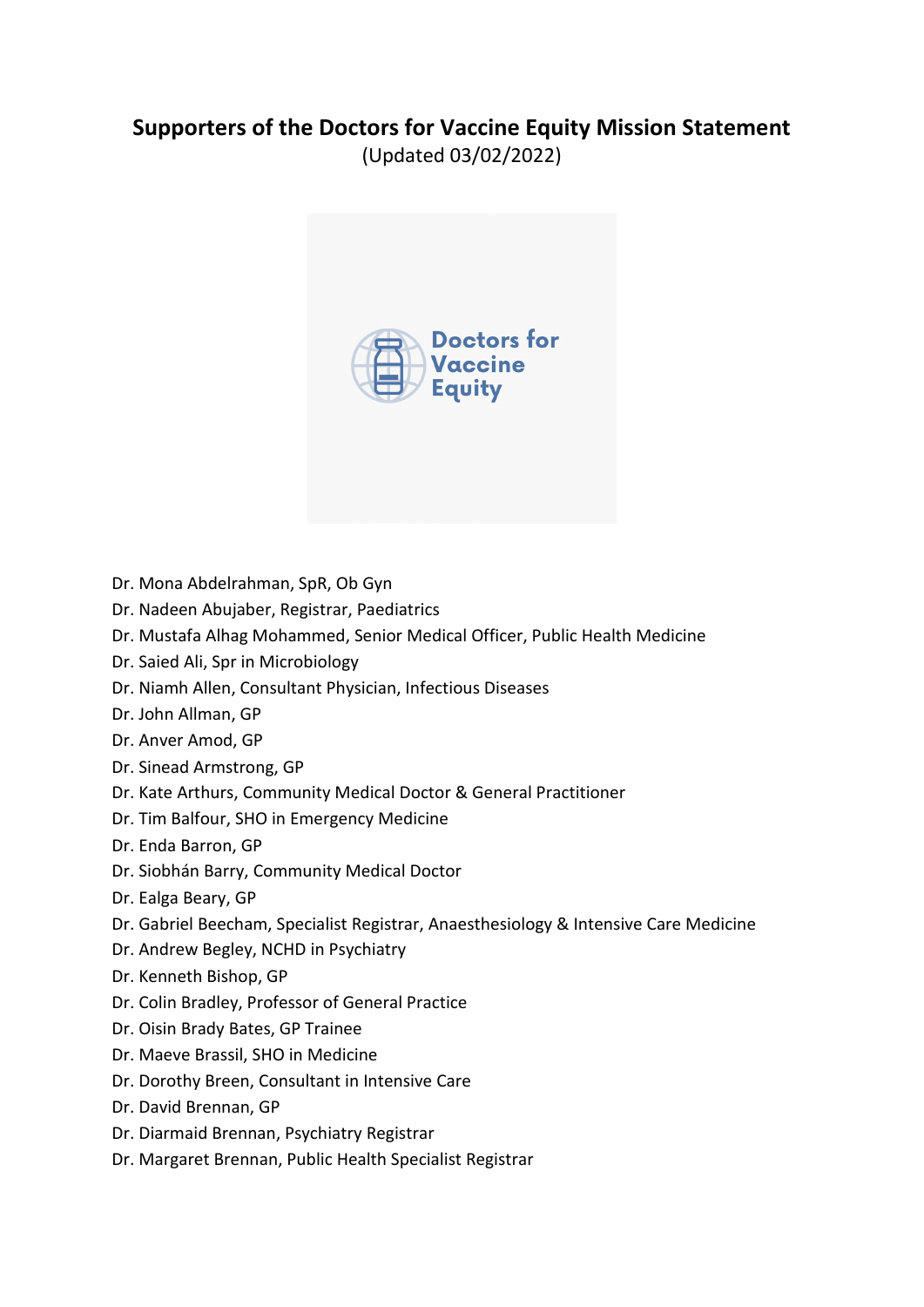# Supporters of the Doctors for Vaccine Equity Mission Statement

(Updated 03/02/2022)

Dr. Mona Abdelrahman, SpR, Ob Gyn
Dr. Nadeen Abujaber, Registrar, Paediatrics
Dr. Mustafa Alhag Mohammed, Senior Medical Officer, Public Health Medicine
Dr. Saied Ali, Spr in Microbiology
Dr. Niamh Allen, Consultant Physician, Infectious Diseases
Dr. John Allman, GP
Dr. Anver Amod, GP
Dr. Sinead Armstrong, GP
Dr. Kate Arthurs, Community Medical Doctor & General Practitioner
Dr. Tim Balfour, SHO in Emergency Medicine
Dr. Enda Barron, GP
Dr. Siobhán Barry, Community Medical Doctor
Dr. Ealga Beary, GP
Dr. Gabriel Beecham, Specialist Registrar, Anaesthesiology & Intensive Care Medicine
Dr. Andrew Begley, NCHD in Psychiatry
Dr. Kenneth Bishop, GP
Dr. Colin Bradley, Professor of General Practice
Dr. Oisin Brady Bates, GP Trainee
Dr. Maeve Brassil, SHO in Medicine
Dr. Dorothy Breen, Consultant in Intensive Care
Dr. David Brennan, GP
Dr. Diarmaid Brennan, Psychiatry Registrar
Dr. Margaret Brennan, Public Health Specialist Registrar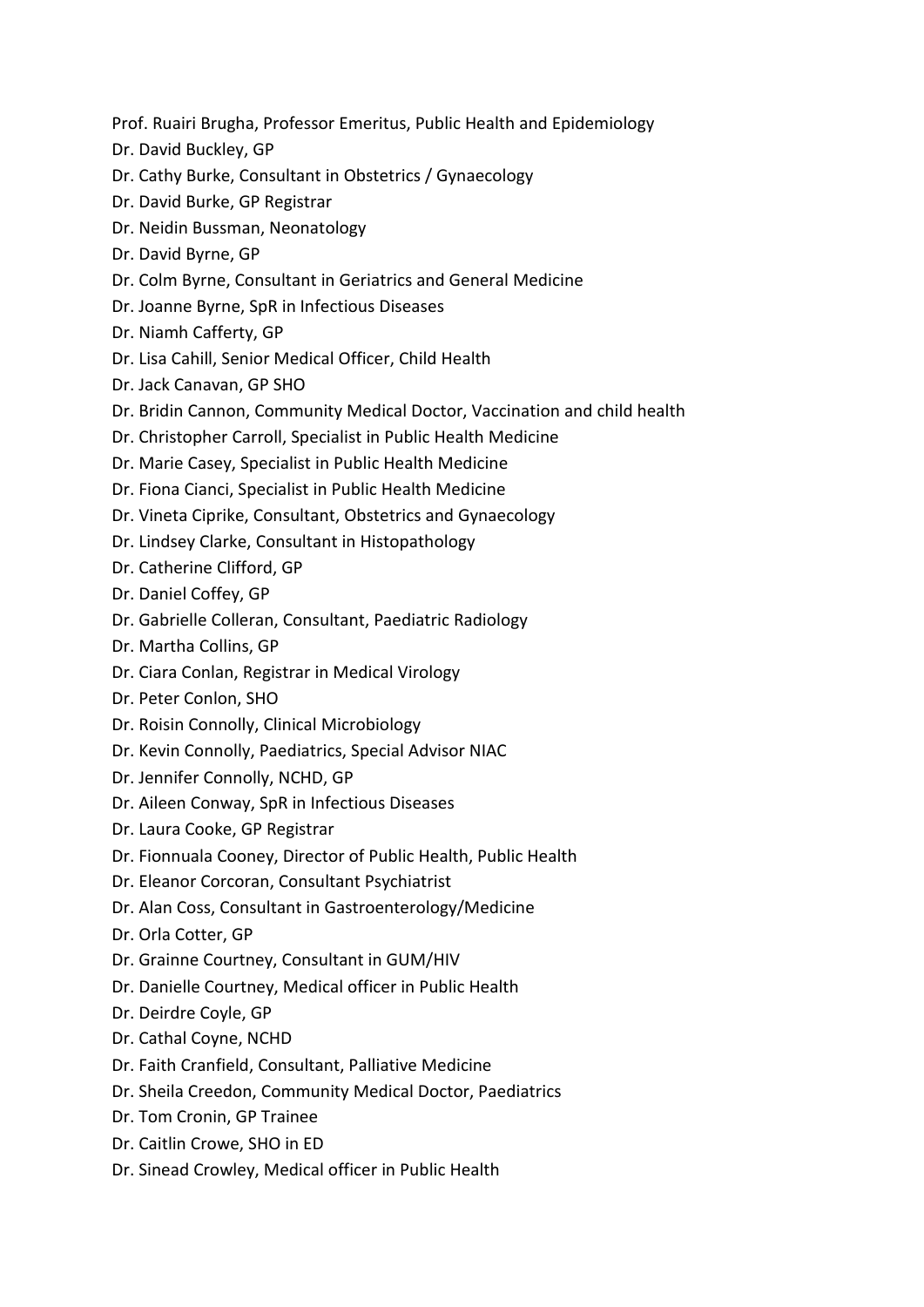Prof. Ruairi Brugha, Professor Emeritus, Public Health and Epidemiology
Dr. David Buckley, GP
Dr. Cathy Burke, Consultant in Obstetrics / Gynaecology
Dr. David Burke, GP Registrar
Dr. Neidin Bussman, Neonatology
Dr. David Byrne, GP
Dr. Colm Byrne, Consultant in Geriatrics and General Medicine
Dr. Joanne Byrne, SpR in Infectious Diseases
Dr. Niamh Cafferty, GP
Dr. Lisa Cahill, Senior Medical Officer, Child Health
Dr. Jack Canavan, GP SHO
Dr. Bridin Cannon, Community Medical Doctor, Vaccination and child health
Dr. Christopher Carroll, Specialist in Public Health Medicine
Dr. Marie Casey, Specialist in Public Health Medicine
Dr. Fiona Cianci, Specialist in Public Health Medicine
Dr. Vineta Ciprike, Consultant, Obstetrics and Gynaecology
Dr. Lindsey Clarke, Consultant in Histopathology
Dr. Catherine Clifford, GP
Dr. Daniel Coffey, GP
Dr. Gabrielle Colleran, Consultant, Paediatric Radiology
Dr. Martha Collins, GP
Dr. Ciara Conlan, Registrar in Medical Virology
Dr. Peter Conlon, SHO
Dr. Roisin Connolly, Clinical Microbiology
Dr. Kevin Connolly, Paediatrics, Special Advisor NIAC
Dr. Jennifer Connolly, NCHD, GP
Dr. Aileen Conway, SpR in Infectious Diseases
Dr. Laura Cooke, GP Registrar
Dr. Fionnuala Cooney, Director of Public Health, Public Health
Dr. Eleanor Corcoran, Consultant Psychiatrist
Dr. Alan Coss, Consultant in Gastroenterology/Medicine
Dr. Orla Cotter, GP
Dr. Grainne Courtney, Consultant in GUM/HIV
Dr. Danielle Courtney, Medical officer in Public Health
Dr. Deirdre Coyle, GP
Dr. Cathal Coyne, NCHD
Dr. Faith Cranfield, Consultant, Palliative Medicine
Dr. Sheila Creedon, Community Medical Doctor, Paediatrics
Dr. Tom Cronin, GP Trainee
Dr. Caitlin Crowe, SHO in ED
Dr. Sinead Crowley, Medical officer in Public Health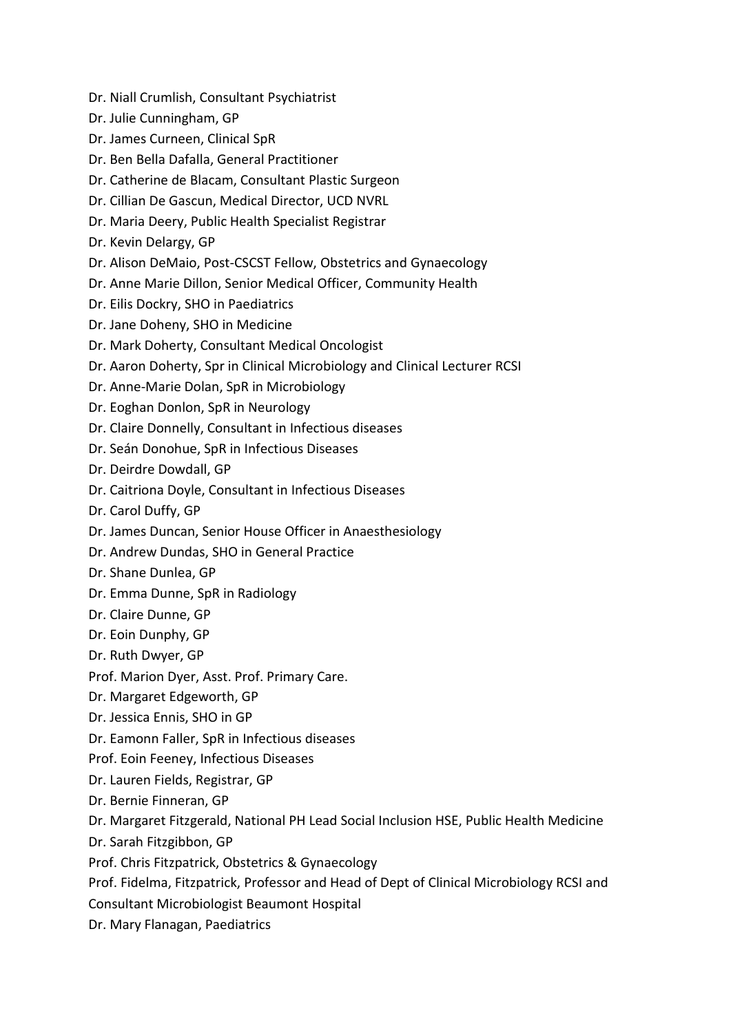Dr. Niall Crumlish, Consultant Psychiatrist

Dr. Julie Cunningham, GP

Dr. James Curneen, Clinical SpR

Dr. Ben Bella Dafalla, General Practitioner

Dr. Catherine de Blacam, Consultant Plastic Surgeon

Dr. Cillian De Gascun, Medical Director, UCD NVRL

Dr. Maria Deery, Public Health Specialist Registrar

Dr. Kevin Delargy, GP

Dr. Alison DeMaio, Post-CSCST Fellow, Obstetrics and Gynaecology

Dr. Anne Marie Dillon, Senior Medical Officer, Community Health

Dr. Eilis Dockry, SHO in Paediatrics

Dr. Jane Doheny, SHO in Medicine

Dr. Mark Doherty, Consultant Medical Oncologist

Dr. Aaron Doherty, Spr in Clinical Microbiology and Clinical Lecturer RCSI

Dr. Anne-Marie Dolan, SpR in Microbiology

Dr. Eoghan Donlon, SpR in Neurology

Dr. Claire Donnelly, Consultant in Infectious diseases

Dr. Seán Donohue, SpR in Infectious Diseases

Dr. Deirdre Dowdall, GP

Dr. Caitriona Doyle, Consultant in Infectious Diseases

Dr. Carol Duffy, GP

Dr. James Duncan, Senior House Officer in Anaesthesiology

Dr. Andrew Dundas, SHO in General Practice

Dr. Shane Dunlea, GP

Dr. Emma Dunne, SpR in Radiology

Dr. Claire Dunne, GP

Dr. Eoin Dunphy, GP

Dr. Ruth Dwyer, GP

Prof. Marion Dyer, Asst. Prof. Primary Care.

Dr. Margaret Edgeworth, GP

Dr. Jessica Ennis, SHO in GP

Dr. Eamonn Faller, SpR in Infectious diseases

Prof. Eoin Feeney, Infectious Diseases

Dr. Lauren Fields, Registrar, GP

Dr. Bernie Finneran, GP

Dr. Margaret Fitzgerald, National PH Lead Social Inclusion HSE, Public Health Medicine

Dr. Sarah Fitzgibbon, GP

Prof. Chris Fitzpatrick, Obstetrics & Gynaecology

Prof. Fidelma, Fitzpatrick, Professor and Head of Dept of Clinical Microbiology RCSI and Consultant Microbiologist Beaumont Hospital

Dr. Mary Flanagan, Paediatrics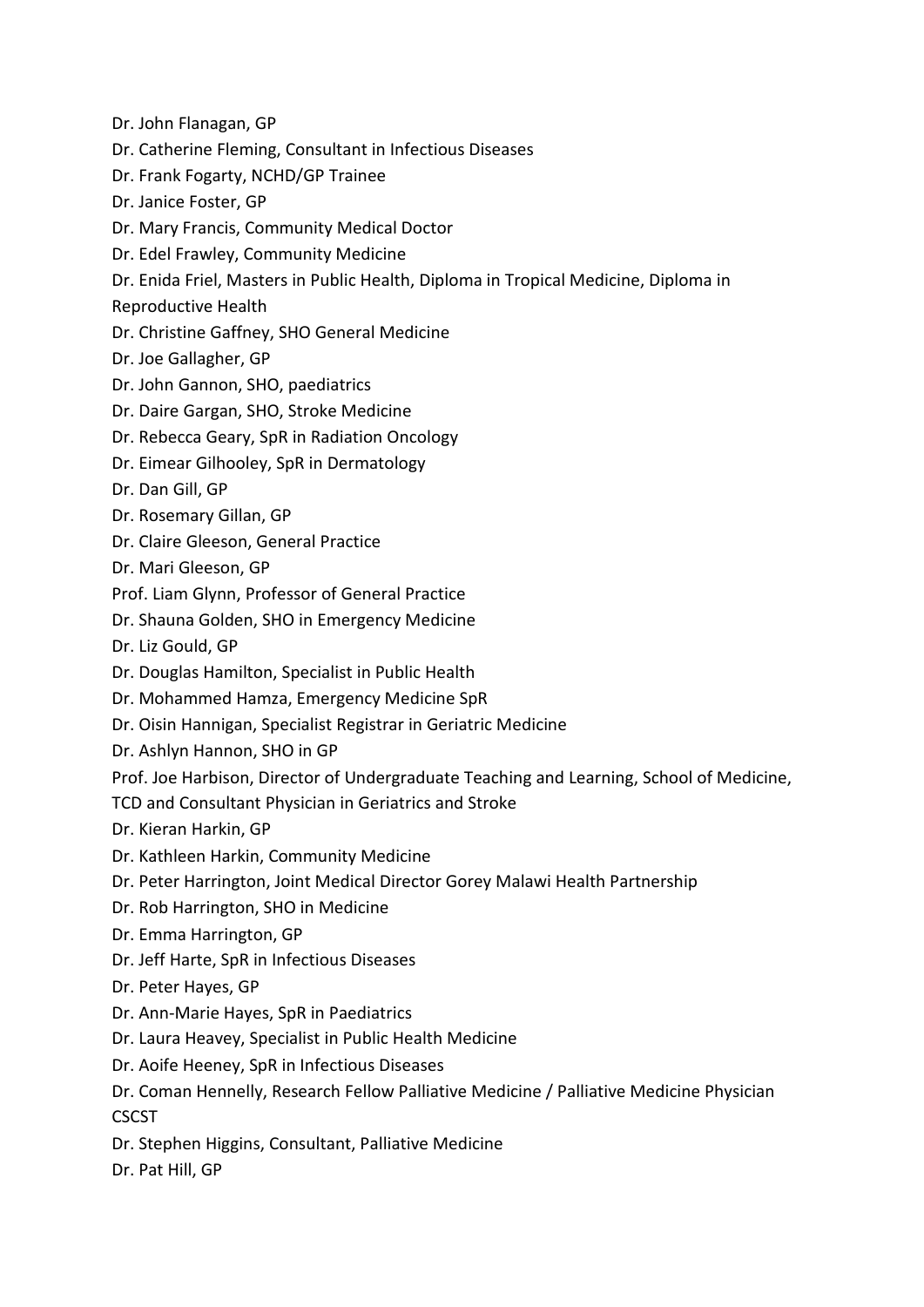Dr. John Flanagan, GP

Dr. Catherine Fleming, Consultant in Infectious Diseases

Dr. Frank Fogarty, NCHD/GP Trainee

Dr. Janice Foster, GP

Dr. Mary Francis, Community Medical Doctor

Dr. Edel Frawley, Community Medicine

Dr. Enida Friel, Masters in Public Health, Diploma in Tropical Medicine, Diploma in Reproductive Health

Dr. Christine Gaffney, SHO General Medicine

Dr. Joe Gallagher, GP

Dr. John Gannon, SHO, paediatrics

Dr. Daire Gargan, SHO, Stroke Medicine

Dr. Rebecca Geary, SpR in Radiation Oncology

Dr. Eimear Gilhooley, SpR in Dermatology

Dr. Dan Gill, GP

Dr. Rosemary Gillan, GP

Dr. Claire Gleeson, General Practice

Dr. Mari Gleeson, GP

Prof. Liam Glynn, Professor of General Practice

Dr. Shauna Golden, SHO in Emergency Medicine

Dr. Liz Gould, GP

Dr. Douglas Hamilton, Specialist in Public Health

Dr. Mohammed Hamza, Emergency Medicine SpR

Dr. Oisin Hannigan, Specialist Registrar in Geriatric Medicine

Dr. Ashlyn Hannon, SHO in GP

Prof. Joe Harbison, Director of Undergraduate Teaching and Learning, School of Medicine, TCD and Consultant Physician in Geriatrics and Stroke

Dr. Kieran Harkin, GP

Dr. Kathleen Harkin, Community Medicine

Dr. Peter Harrington, Joint Medical Director Gorey Malawi Health Partnership

Dr. Rob Harrington, SHO in Medicine

Dr. Emma Harrington, GP

Dr. Jeff Harte, SpR in Infectious Diseases

Dr. Peter Hayes, GP

Dr. Ann-Marie Hayes, SpR in Paediatrics

Dr. Laura Heavey, Specialist in Public Health Medicine

Dr. Aoife Heeney, SpR in Infectious Diseases

Dr. Coman Hennelly, Research Fellow Palliative Medicine / Palliative Medicine Physician CSCST

Dr. Stephen Higgins, Consultant, Palliative Medicine

Dr. Pat Hill, GP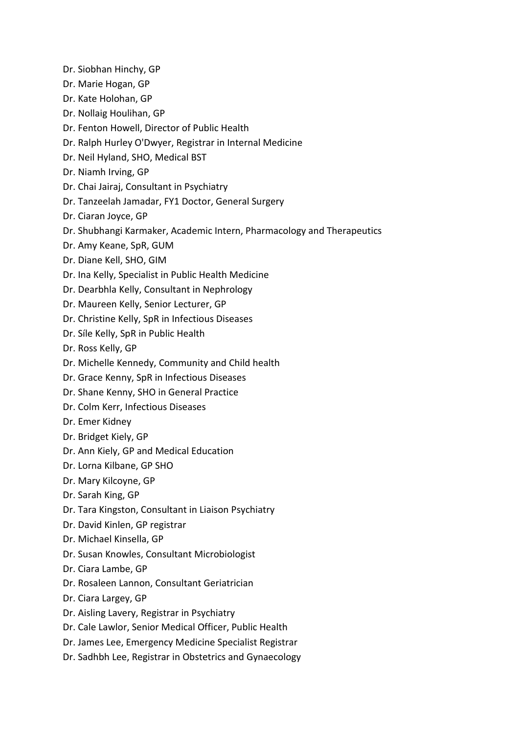Dr. Siobhan Hinchy, GP
Dr. Marie Hogan, GP
Dr. Kate Holohan, GP
Dr. Nollaig Houlihan, GP
Dr. Fenton Howell, Director of Public Health
Dr. Ralph Hurley O'Dwyer, Registrar in Internal Medicine
Dr. Neil Hyland, SHO, Medical BST
Dr. Niamh Irving, GP
Dr. Chai Jairaj, Consultant in Psychiatry
Dr. Tanzeelah Jamadar, FY1 Doctor, General Surgery
Dr. Ciaran Joyce, GP
Dr. Shubhangi Karmaker, Academic Intern, Pharmacology and Therapeutics
Dr. Amy Keane, SpR, GUM
Dr. Diane Kell, SHO, GIM
Dr. Ina Kelly, Specialist in Public Health Medicine
Dr. Dearbhla Kelly, Consultant in Nephrology
Dr. Maureen Kelly, Senior Lecturer, GP
Dr. Christine Kelly, SpR in Infectious Diseases
Dr. Síle Kelly, SpR in Public Health
Dr. Ross Kelly, GP
Dr. Michelle Kennedy, Community and Child health
Dr. Grace Kenny, SpR in Infectious Diseases
Dr. Shane Kenny, SHO in General Practice
Dr. Colm Kerr, Infectious Diseases
Dr. Emer Kidney
Dr. Bridget Kiely, GP
Dr. Ann Kiely, GP and Medical Education
Dr. Lorna Kilbane, GP SHO
Dr. Mary Kilcoyne, GP
Dr. Sarah King, GP
Dr. Tara Kingston, Consultant in Liaison Psychiatry
Dr. David Kinlen, GP registrar
Dr. Michael Kinsella, GP
Dr. Susan Knowles, Consultant Microbiologist
Dr. Ciara Lambe, GP
Dr. Rosaleen Lannon, Consultant Geriatrician
Dr. Ciara Largey, GP
Dr. Aisling Lavery, Registrar in Psychiatry
Dr. Cale Lawlor, Senior Medical Officer, Public Health
Dr. James Lee, Emergency Medicine Specialist Registrar
Dr. Sadhbh Lee, Registrar in Obstetrics and Gynaecology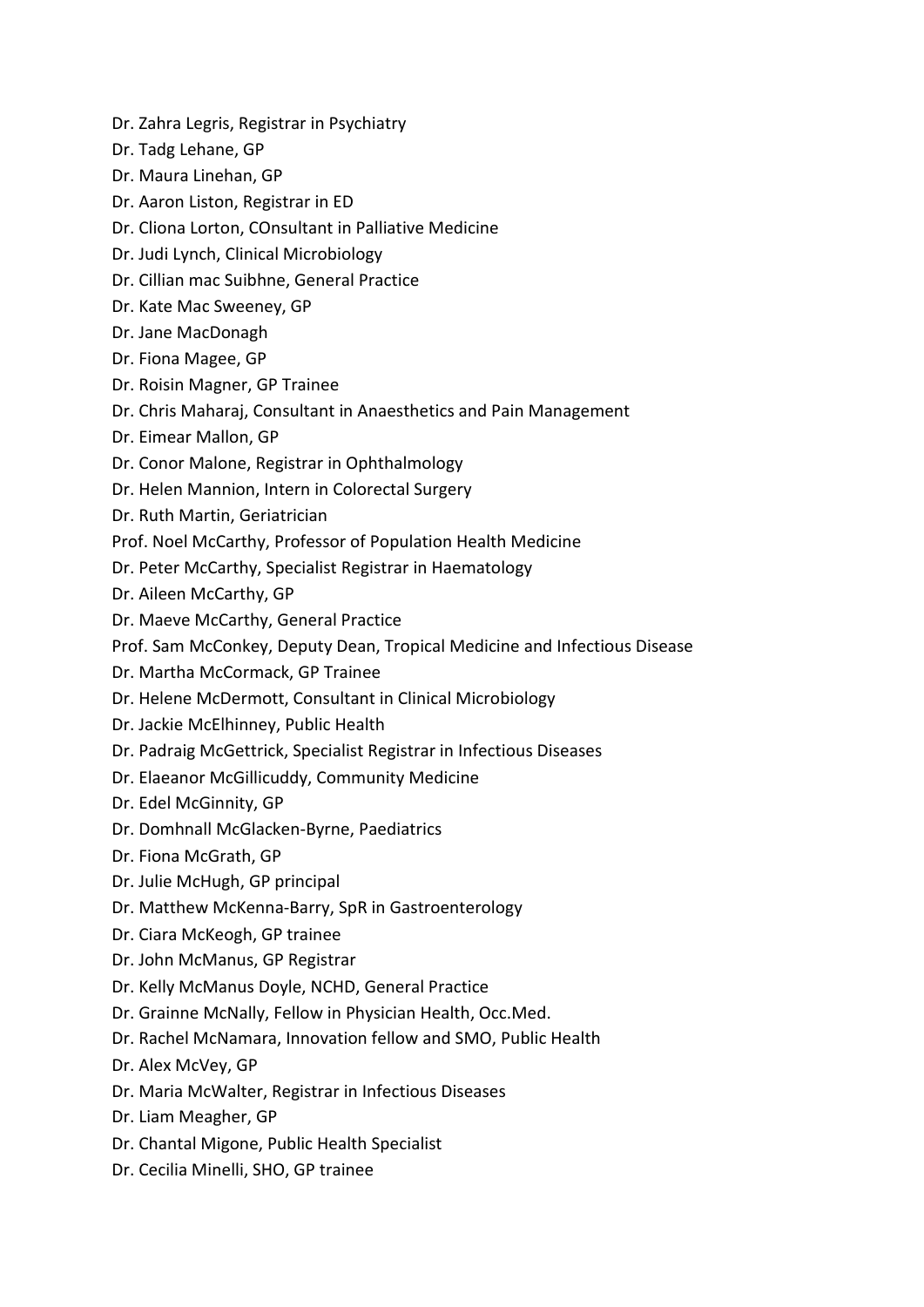Dr. Zahra Legris, Registrar in Psychiatry

Dr. Tadg Lehane, GP

Dr. Maura Linehan, GP

Dr. Aaron Liston, Registrar in ED

Dr. Cliona Lorton, COnsultant in Palliative Medicine

Dr. Judi Lynch, Clinical Microbiology

Dr. Cillian mac Suibhne, General Practice

Dr. Kate Mac Sweeney, GP

Dr. Jane MacDonagh

Dr. Fiona Magee, GP

Dr. Roisin Magner, GP Trainee

Dr. Chris Maharaj, Consultant in Anaesthetics and Pain Management

Dr. Eimear Mallon, GP

Dr. Conor Malone, Registrar in Ophthalmology

Dr. Helen Mannion, Intern in Colorectal Surgery

Dr. Ruth Martin, Geriatrician

Prof. Noel McCarthy, Professor of Population Health Medicine

Dr. Peter McCarthy, Specialist Registrar in Haematology

Dr. Aileen McCarthy, GP

Dr. Maeve McCarthy, General Practice

Prof. Sam McConkey, Deputy Dean, Tropical Medicine and Infectious Disease

Dr. Martha McCormack, GP Trainee

Dr. Helene McDermott, Consultant in Clinical Microbiology

Dr. Jackie McElhinney, Public Health

Dr. Padraig McGettrick, Specialist Registrar in Infectious Diseases

Dr. Elaeanor McGillicuddy, Community Medicine

Dr. Edel McGinnity, GP

Dr. Domhnall McGlacken-Byrne, Paediatrics

Dr. Fiona McGrath, GP

Dr. Julie McHugh, GP principal

Dr. Matthew McKenna-Barry, SpR in Gastroenterology

Dr. Ciara McKeogh, GP trainee

Dr. John McManus, GP Registrar

Dr. Kelly McManus Doyle, NCHD, General Practice

Dr. Grainne McNally, Fellow in Physician Health, Occ.Med.

Dr. Rachel McNamara, Innovation fellow and SMO, Public Health

Dr. Alex McVey, GP

Dr. Maria McWalter, Registrar in Infectious Diseases

Dr. Liam Meagher, GP

Dr. Chantal Migone, Public Health Specialist

Dr. Cecilia Minelli, SHO, GP trainee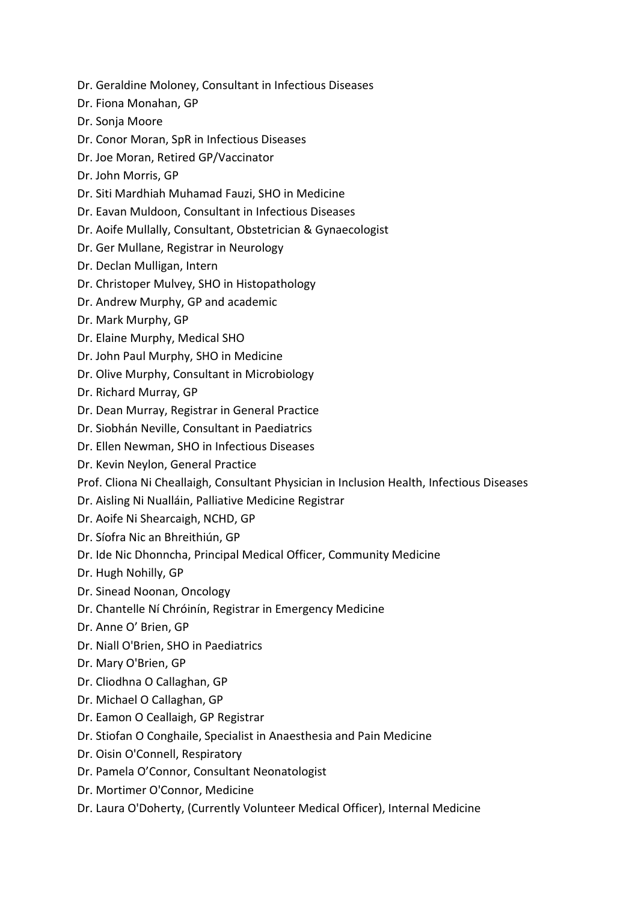Dr. Geraldine Moloney, Consultant in Infectious Diseases
Dr. Fiona Monahan, GP
Dr. Sonja Moore
Dr. Conor Moran, SpR in Infectious Diseases
Dr. Joe Moran, Retired GP/Vaccinator
Dr. John Morris, GP
Dr. Siti Mardhiah Muhamad Fauzi, SHO in Medicine
Dr. Eavan Muldoon, Consultant in Infectious Diseases
Dr. Aoife Mullally, Consultant, Obstetrician & Gynaecologist
Dr. Ger Mullane, Registrar in Neurology
Dr. Declan Mulligan, Intern
Dr. Christoper Mulvey, SHO in Histopathology
Dr. Andrew Murphy, GP and academic
Dr. Mark Murphy, GP
Dr. Elaine Murphy, Medical SHO
Dr. John Paul Murphy, SHO in Medicine
Dr. Olive Murphy, Consultant in Microbiology
Dr. Richard Murray, GP
Dr. Dean Murray, Registrar in General Practice
Dr. Siobhán Neville, Consultant in Paediatrics
Dr. Ellen Newman, SHO in Infectious Diseases
Dr. Kevin Neylon, General Practice
Prof. Cliona Ni Cheallaigh, Consultant Physician in Inclusion Health, Infectious Diseases
Dr. Aisling Ni Nualláin, Palliative Medicine Registrar
Dr. Aoife Ni Shearcaigh, NCHD, GP
Dr. Síofra Nic an Bhreithiún, GP
Dr. Ide Nic Dhonncha, Principal Medical Officer, Community Medicine
Dr. Hugh Nohilly, GP
Dr. Sinead Noonan, Oncology
Dr. Chantelle Ní Chróinín, Registrar in Emergency Medicine
Dr. Anne O' Brien, GP
Dr. Niall O'Brien, SHO in Paediatrics
Dr. Mary O'Brien, GP
Dr. Cliodhna O Callaghan, GP
Dr. Michael O Callaghan, GP
Dr. Eamon O Ceallaigh, GP Registrar
Dr. Stiofan O Conghaile, Specialist in Anaesthesia and Pain Medicine
Dr. Oisin O'Connell, Respiratory
Dr. Pamela O'Connor, Consultant Neonatologist
Dr. Mortimer O'Connor, Medicine
Dr. Laura O'Doherty, (Currently Volunteer Medical Officer), Internal Medicine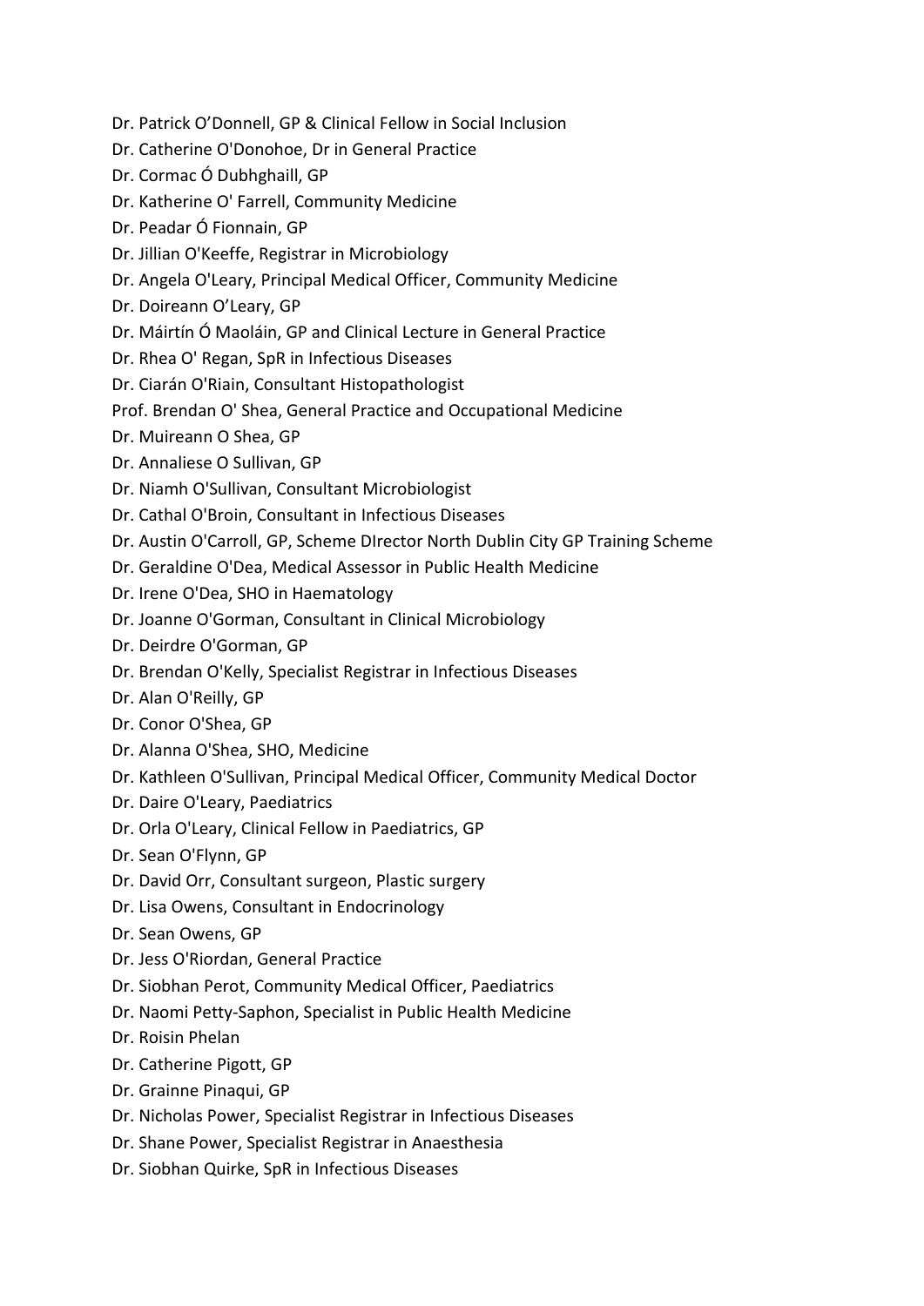Dr. Patrick O’Donnell, GP & Clinical Fellow in Social Inclusion
Dr. Catherine O'Donohoe, Dr in General Practice
Dr. Cormac Ó Dubhghaill, GP
Dr. Katherine O' Farrell, Community Medicine
Dr. Peadar Ó Fionnain, GP
Dr. Jillian O'Keeffe, Registrar in Microbiology
Dr. Angela O'Leary, Principal Medical Officer, Community Medicine
Dr. Doireann O’Leary, GP
Dr. Máirtín Ó Maoláin, GP and Clinical Lecture in General Practice
Dr. Rhea O' Regan, SpR in Infectious Diseases
Dr. Ciarán O'Riain, Consultant Histopathologist
Prof. Brendan O' Shea, General Practice and Occupational Medicine
Dr. Muireann O Shea, GP
Dr. Annaliese O Sullivan, GP
Dr. Niamh O'Sullivan, Consultant Microbiologist
Dr. Cathal O'Broin, Consultant in Infectious Diseases
Dr. Austin O'Carroll, GP, Scheme DIrector North Dublin City GP Training Scheme
Dr. Geraldine O'Dea, Medical Assessor in Public Health Medicine
Dr. Irene O'Dea, SHO in Haematology
Dr. Joanne O'Gorman, Consultant in Clinical Microbiology
Dr. Deirdre O'Gorman, GP
Dr. Brendan O'Kelly, Specialist Registrar in Infectious Diseases
Dr. Alan O'Reilly, GP
Dr. Conor O'Shea, GP
Dr. Alanna O'Shea, SHO, Medicine
Dr. Kathleen O'Sullivan, Principal Medical Officer, Community Medical Doctor
Dr. Daire O'Leary, Paediatrics
Dr. Orla O'Leary, Clinical Fellow in Paediatrics, GP
Dr. Sean O'Flynn, GP
Dr. David Orr, Consultant surgeon, Plastic surgery
Dr. Lisa Owens, Consultant in Endocrinology
Dr. Sean Owens, GP
Dr. Jess O'Riordan, General Practice
Dr. Siobhan Perot, Community Medical Officer, Paediatrics
Dr. Naomi Petty-Saphon, Specialist in Public Health Medicine
Dr. Roisin Phelan
Dr. Catherine Pigott, GP
Dr. Grainne Pinaqui, GP
Dr. Nicholas Power, Specialist Registrar in Infectious Diseases
Dr. Shane Power, Specialist Registrar in Anaesthesia
Dr. Siobhan Quirke, SpR in Infectious Diseases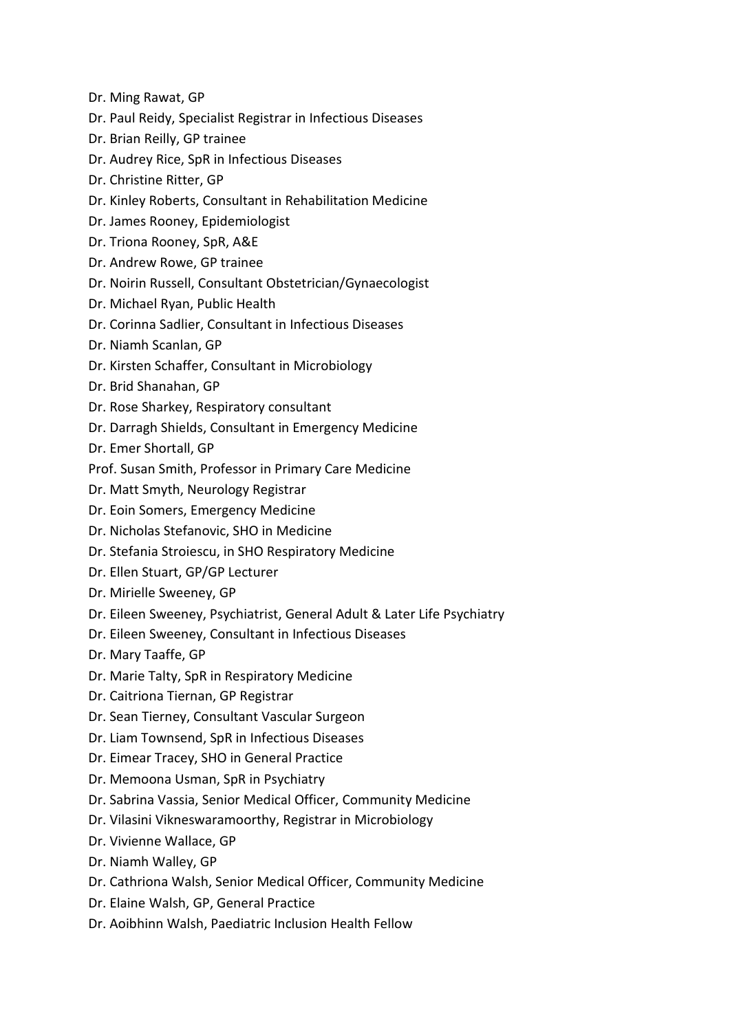Dr. Ming Rawat, GP

Dr. Paul Reidy, Specialist Registrar in Infectious Diseases

Dr. Brian Reilly, GP trainee

Dr. Audrey Rice, SpR in Infectious Diseases

Dr. Christine Ritter, GP

Dr. Kinley Roberts, Consultant in Rehabilitation Medicine

Dr. James Rooney, Epidemiologist

Dr. Triona Rooney, SpR, A&E

Dr. Andrew Rowe, GP trainee

Dr. Noirin Russell, Consultant Obstetrician/Gynaecologist

Dr. Michael Ryan, Public Health

Dr. Corinna Sadlier, Consultant in Infectious Diseases

Dr. Niamh Scanlan, GP

Dr. Kirsten Schaffer, Consultant in Microbiology

Dr. Brid Shanahan, GP

Dr. Rose Sharkey, Respiratory consultant

Dr. Darragh Shields, Consultant in Emergency Medicine

Dr. Emer Shortall, GP

Prof. Susan Smith, Professor in Primary Care Medicine

Dr. Matt Smyth, Neurology Registrar

Dr. Eoin Somers, Emergency Medicine

Dr. Nicholas Stefanovic, SHO in Medicine

Dr. Stefania Stroiescu, in SHO Respiratory Medicine

Dr. Ellen Stuart, GP/GP Lecturer

Dr. Mirielle Sweeney, GP

Dr. Eileen Sweeney, Psychiatrist, General Adult & Later Life Psychiatry

Dr. Eileen Sweeney, Consultant in Infectious Diseases

Dr. Mary Taaffe, GP

Dr. Marie Talty, SpR in Respiratory Medicine

Dr. Caitriona Tiernan, GP Registrar

Dr. Sean Tierney, Consultant Vascular Surgeon

Dr. Liam Townsend, SpR in Infectious Diseases

Dr. Eimear Tracey, SHO in General Practice

Dr. Memoona Usman, SpR in Psychiatry

Dr. Sabrina Vassia, Senior Medical Officer, Community Medicine

Dr. Vilasini Vikneswaramoorthy, Registrar in Microbiology

Dr. Vivienne Wallace, GP

Dr. Niamh Walley, GP

Dr. Cathriona Walsh, Senior Medical Officer, Community Medicine

Dr. Elaine Walsh, GP, General Practice

Dr. Aoibhinn Walsh, Paediatric Inclusion Health Fellow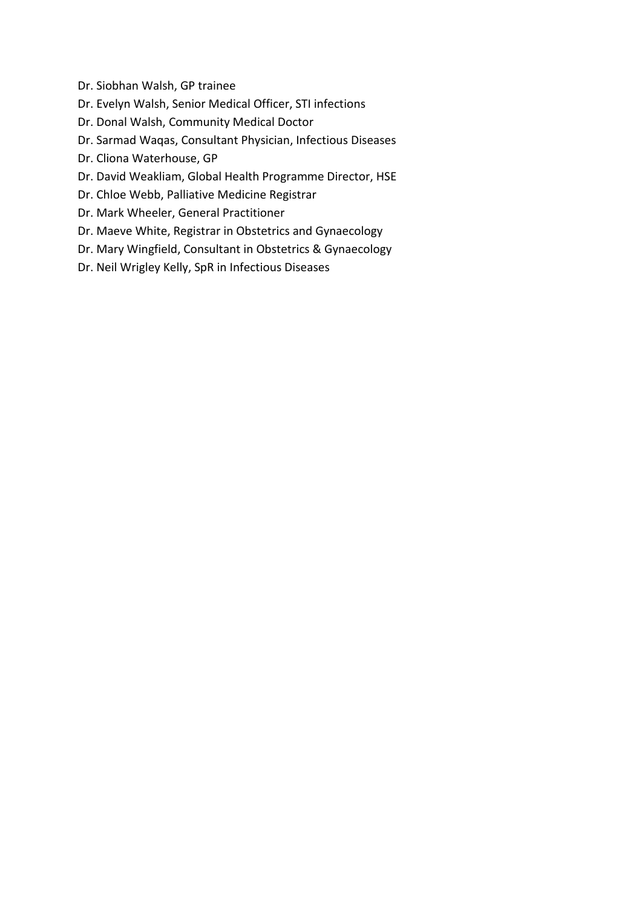Dr. Siobhan Walsh, GP trainee

Dr. Evelyn Walsh, Senior Medical Officer, STI infections

Dr. Donal Walsh, Community Medical Doctor

Dr. Sarmad Waqas, Consultant Physician, Infectious Diseases

Dr. Cliona Waterhouse, GP

Dr. David Weakliam, Global Health Programme Director, HSE

Dr. Chloe Webb, Palliative Medicine Registrar

Dr. Mark Wheeler, General Practitioner

Dr. Maeve White, Registrar in Obstetrics and Gynaecology

Dr. Mary Wingfield, Consultant in Obstetrics & Gynaecology

Dr. Neil Wrigley Kelly, SpR in Infectious Diseases